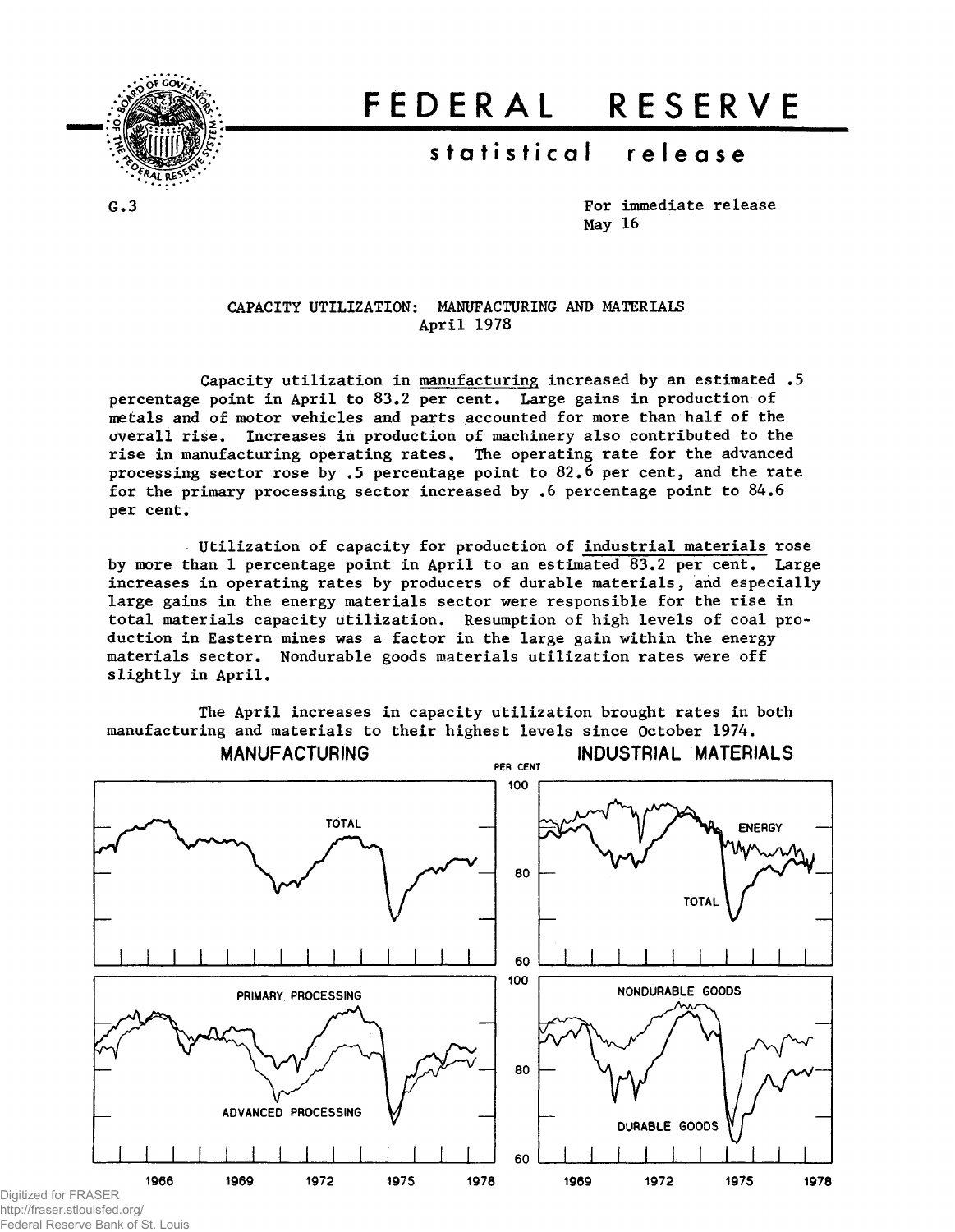# FEDERAL RESERVE

## statistical release

G.3

For immediate release
May 16

### CAPACITY UTILIZATION: MANUFACTURING AND MATERIALS
### April 1978

Capacity utilization in manufacturing increased by an estimated .5 percentage point in April to 83.2 per cent. Large gains in production of metals and of motor vehicles and parts accounted for more than half of the overall rise. Increases in production of machinery also contributed to the rise in manufacturing operating rates. The operating rate for the advanced processing sector rose by .5 percentage point to 82.6 per cent, and the rate for the primary processing sector increased by .6 percentage point to 84.6 per cent.

Utilization of capacity for production of industrial materials rose by more than 1 percentage point in April to an estimated 83.2 per cent. Large increases in operating rates by producers of durable materials, and especially large gains in the energy materials sector were responsible for the rise in total materials capacity utilization. Resumption of high levels of coal production in Eastern mines was a factor in the large gain within the energy materials sector. Nondurable goods materials utilization rates were off slightly in April.

The April increases in capacity utilization brought rates in both manufacturing and materials to their highest levels since October 1974.

MANUFACTURING — INDUSTRIAL MATERIALS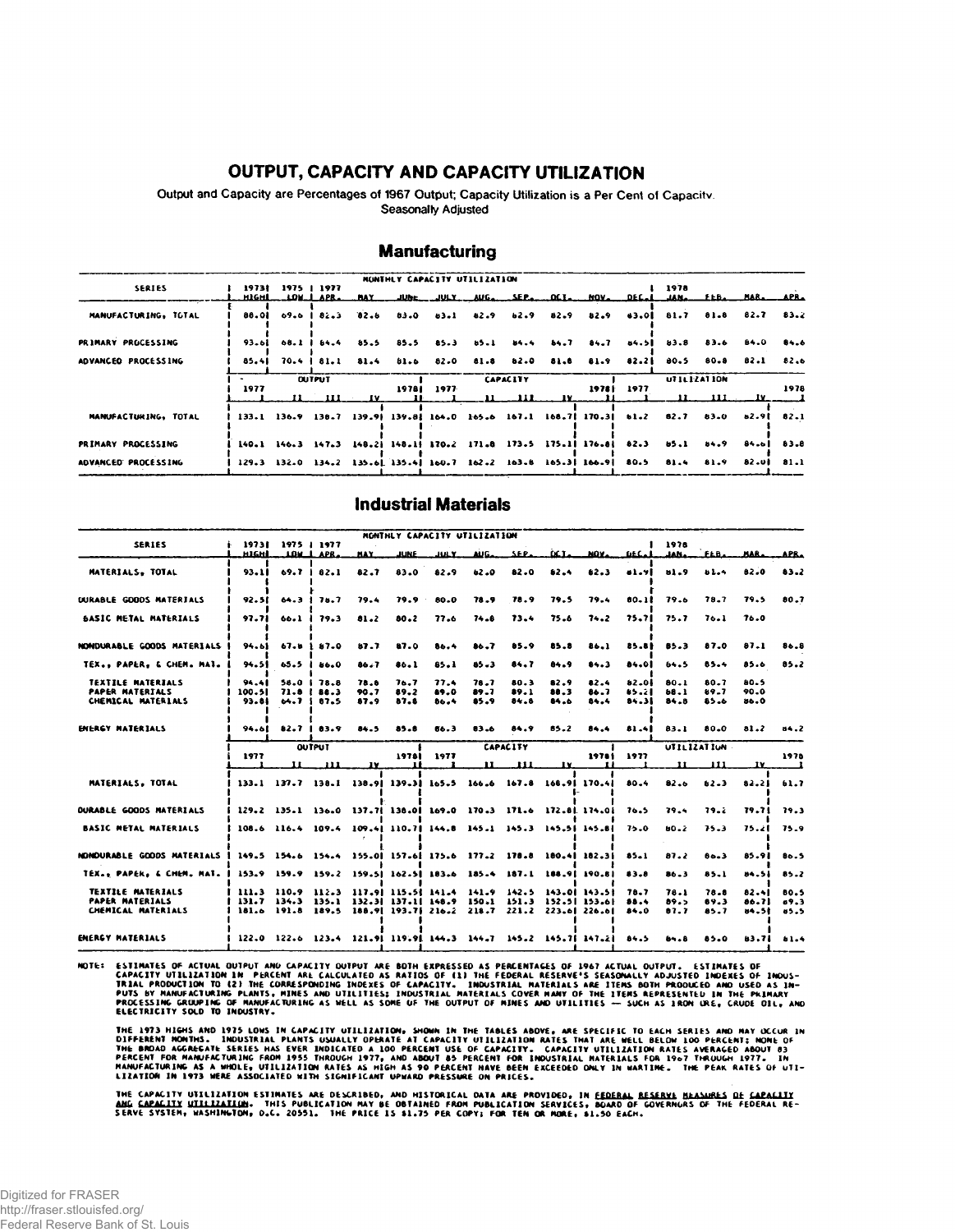# OUTPUT, CAPACITY AND CAPACITY UTILIZATION

Output and Capacity are Percentages of 1967 Output; Capacity Utilization is a Per Cent of Capacity.
Seasonally Adjusted

## Manufacturing

| SERIES | 1973 HIGH | 1975 LOW | 1977 APR. | MAY | JUNE | JULY | AUG. | SEP. | OCT. | NOV. | DEC. | 1978 JAN. | FEB. | MAR. | APR. |
|---|---|---|---|---|---|---|---|---|---|---|---|---|---|---|---|
| | | | MONTHLY CAPACITY UTILIZATION | | | | | | | | | | | | |
| MANUFACTURING, TOTAL | 88.0 | 69.6 | 82.3 | 82.6 | 83.0 | 83.1 | 82.9 | 82.9 | 82.9 | 82.9 | 83.0 | 81.7 | 81.8 | 82.7 | 83.2 |
| PRIMARY PROCESSING | 93.6 | 68.1 | 84.4 | 85.5 | 85.5 | 85.3 | 85.1 | 84.4 | 84.7 | 84.7 | 84.5 | 83.8 | 83.6 | 84.0 | 84.6 |
| ADVANCED PROCESSING | 85.4 | 70.4 | 81.1 | 81.4 | 81.6 | 82.0 | 81.8 | 82.0 | 81.8 | 81.9 | 82.2 | 80.5 | 80.8 | 82.1 | 82.6 |

| SERIES | OUTPUT 1977 I | II | III | IV | 1978 I | CAPACITY 1977 I | II | III | IV | 1978 I | UTILIZATION 1977 I | II | III | IV | 1978 I |
|---|---|---|---|---|---|---|---|---|---|---|---|---|---|---|---|
| MANUFACTURING, TOTAL | 133.1 | 136.9 | 138.7 | 139.9 | 139.8 | 164.0 | 165.6 | 167.1 | 168.7 | 170.3 | 81.2 | 82.7 | 83.0 | 82.9 | 82.1 |
| PRIMARY PROCESSING | 140.1 | 146.3 | 147.3 | 148.2 | 148.1 | 170.2 | 171.8 | 173.5 | 175.1 | 176.8 | 82.3 | 85.1 | 84.9 | 84.6 | 83.8 |
| ADVANCED PROCESSING | 129.3 | 132.0 | 134.2 | 135.6 | 135.4 | 160.7 | 162.2 | 163.8 | 165.3 | 166.9 | 80.5 | 81.4 | 81.9 | 82.0 | 81.1 |

## Industrial Materials

| SERIES | 1973 HIGH | 1975 LOW | 1977 APR. | MAY | JUNE | JULY | AUG. | SEP. | OCT. | NOV. | DEC. | 1978 JAN. | FEB. | MAR. | APR. |
|---|---|---|---|---|---|---|---|---|---|---|---|---|---|---|---|
| | | | MONTHLY CAPACITY UTILIZATION | | | | | | | | | | | | |
| MATERIALS, TOTAL | 93.1 | 69.7 | 82.1 | 82.7 | 83.0 | 82.9 | 82.0 | 82.0 | 82.4 | 82.3 | 81.9 | 81.9 | 81.4 | 82.0 | 83.2 |
| DURABLE GOODS MATERIALS | 92.5 | 64.3 | 78.7 | 79.4 | 79.9 | 80.0 | 78.9 | 78.9 | 79.5 | 79.4 | 80.1 | 79.6 | 78.7 | 79.5 | 80.7 |
| BASIC METAL MATERIALS | 97.7 | 66.1 | 79.3 | 81.2 | 80.2 | 77.6 | 74.8 | 73.4 | 75.6 | 74.2 | 75.7 | 75.7 | 76.1 | 76.0 | |
| NONDURABLE GOODS MATERIALS | 94.6 | 67.8 | 87.0 | 87.7 | 87.0 | 86.4 | 86.7 | 85.9 | 85.8 | 86.1 | 85.8 | 85.3 | 87.0 | 87.1 | 86.8 |
| TEX., PAPER, & CHEM. MAT. | 94.5 | 65.5 | 86.0 | 86.7 | 86.1 | 85.1 | 85.3 | 84.7 | 84.9 | 84.3 | 84.0 | 84.5 | 85.4 | 85.6 | 85.2 |
| TEXTILE MATERIALS | 94.4 | 58.0 | 78.8 | 78.8 | 76.7 | 77.4 | 78.7 | 80.3 | 82.9 | 82.4 | 82.0 | 80.1 | 80.7 | 80.5 | |
| PAPER MATERIALS | 100.5 | 71.8 | 88.3 | 90.7 | 89.2 | 89.0 | 89.7 | 89.1 | 88.3 | 86.7 | 85.2 | 88.1 | 89.7 | 90.0 | |
| CHEMICAL MATERIALS | 93.8 | 64.7 | 87.5 | 87.9 | 87.8 | 86.4 | 85.9 | 84.8 | 84.6 | 84.4 | 84.3 | 84.8 | 85.6 | 86.0 | |
| ENERGY MATERIALS | 94.6 | 82.7 | 83.9 | 84.5 | 85.8 | 86.3 | 83.6 | 84.9 | 85.2 | 84.4 | 81.4 | 83.1 | 80.0 | 81.2 | 84.2 |

| SERIES | OUTPUT 1977 I | II | III | IV | 1978 I | CAPACITY 1977 I | II | III | IV | 1978 I | UTILIZATION 1977 I | II | III | IV | 1978 I |
|---|---|---|---|---|---|---|---|---|---|---|---|---|---|---|---|
| MATERIALS, TOTAL | 133.1 | 137.7 | 138.1 | 138.9 | 139.3 | 165.5 | 166.6 | 167.8 | 168.9 | 170.4 | 80.4 | 82.6 | 82.3 | 82.2 | 81.7 |
| DURABLE GOODS MATERIALS | 129.2 | 135.1 | 136.0 | 137.7 | 138.0 | 169.0 | 170.3 | 171.6 | 172.8 | 174.0 | 76.5 | 79.4 | 79.2 | 79.7 | 79.3 |
| BASIC METAL MATERIALS | 108.6 | 116.4 | 109.4 | 109.4 | 110.7 | 144.8 | 145.1 | 145.3 | 145.5 | 145.8 | 75.0 | 80.2 | 75.3 | 75.2 | 75.9 |
| NONDURABLE GOODS MATERIALS | 149.5 | 154.6 | 154.4 | 155.0 | 157.6 | 175.6 | 177.2 | 178.8 | 180.4 | 182.3 | 85.1 | 87.2 | 86.3 | 85.9 | 86.5 |
| TEX., PAPER, & CHEM. MAT. | 153.9 | 159.9 | 159.2 | 159.5 | 162.5 | 183.6 | 185.4 | 187.1 | 188.9 | 190.8 | 83.8 | 86.3 | 85.1 | 84.5 | 85.2 |
| TEXTILE MATERIALS | 111.3 | 110.9 | 112.3 | 117.9 | 115.5 | 141.4 | 141.9 | 142.5 | 143.0 | 143.5 | 78.7 | 78.1 | 78.8 | 82.4 | 80.5 |
| PAPER MATERIALS | 131.7 | 134.3 | 135.1 | 132.3 | 137.1 | 148.9 | 150.1 | 151.3 | 152.5 | 153.6 | 88.4 | 89.5 | 89.3 | 86.7 | 89.3 |
| CHEMICAL MATERIALS | 181.6 | 191.8 | 189.5 | 188.9 | 193.7 | 216.2 | 218.7 | 221.2 | 223.6 | 226.6 | 84.0 | 87.7 | 85.7 | 84.5 | 85.5 |
| ENERGY MATERIALS | 122.0 | 122.6 | 123.4 | 121.9 | 119.9 | 144.3 | 144.7 | 145.2 | 145.7 | 147.2 | 84.5 | 84.8 | 85.0 | 83.7 | 81.4 |

NOTE: ESTIMATES OF ACTUAL OUTPUT AND CAPACITY OUTPUT ARE BOTH EXPRESSED AS PERCENTAGES OF 1967 ACTUAL OUTPUT. ESTIMATES OF CAPACITY UTILIZATION IN PERCENT ARE CALCULATED AS RATIOS OF (1) THE FEDERAL RESERVE'S SEASONALLY ADJUSTED INDEXES OF INDUSTRIAL PRODUCTION TO (2) THE CORRESPONDING INDEXES OF CAPACITY. INDUSTRIAL MATERIALS ARE ITEMS BOTH PRODUCED AND USED AS INPUTS BY MANUFACTURING PLANTS, MINES AND UTILITIES; INDUSTRIAL MATERIALS COVER MANY OF THE ITEMS REPRESENTED IN THE PRIMARY PROCESSING GROUPING OF MANUFACTURING AS WELL AS SOME OF THE OUTPUT OF MINES AND UTILITIES — SUCH AS IRON ORE, CRUDE OIL, AND ELECTRICITY SOLD TO INDUSTRY.

THE 1973 HIGHS AND 1975 LOWS IN CAPACITY UTILIZATION, SHOWN IN THE TABLES ABOVE, ARE SPECIFIC TO EACH SERIES AND MAY OCCUR IN DIFFERENT MONTHS. INDUSTRIAL PLANTS USUALLY OPERATE AT CAPACITY UTILIZATION RATES THAT ARE WELL BELOW 100 PERCENT; NONE OF THE BROAD AGGREGATE SERIES HAS EVER INDICATED A 100 PERCENT USE OF CAPACITY. CAPACITY UTILIZATION RATES AVERAGED ABOUT 83 PERCENT FOR MANUFACTURING FROM 1955 THROUGH 1977, AND ABOUT 85 PERCENT FOR INDUSTRIAL MATERIALS FOR 1967 THROUGH 1977. IN MANUFACTURING AS A WHOLE, UTILIZATION RATES AS HIGH AS 90 PERCENT HAVE BEEN EXCEEDED ONLY IN WARTIME. THE PEAK RATES OF UTILIZATION IN 1973 WERE ASSOCIATED WITH SIGNIFICANT UPWARD PRESSURE ON PRICES.

THE CAPACITY UTILIZATION ESTIMATES ARE DESCRIBED, AND HISTORICAL DATA ARE PROVIDED, IN _FEDERAL RESERVE MEASURES OF CAPACITY AND CAPACITY UTILIZATION_. THIS PUBLICATION MAY BE OBTAINED FROM PUBLICATION SERVICES, BOARD OF GOVERNORS OF THE FEDERAL RESERVE SYSTEM, WASHINGTON, D.C. 20551. THE PRICE IS $1.75 PER COPY; FOR TEN OR MORE, $1.50 EACH.